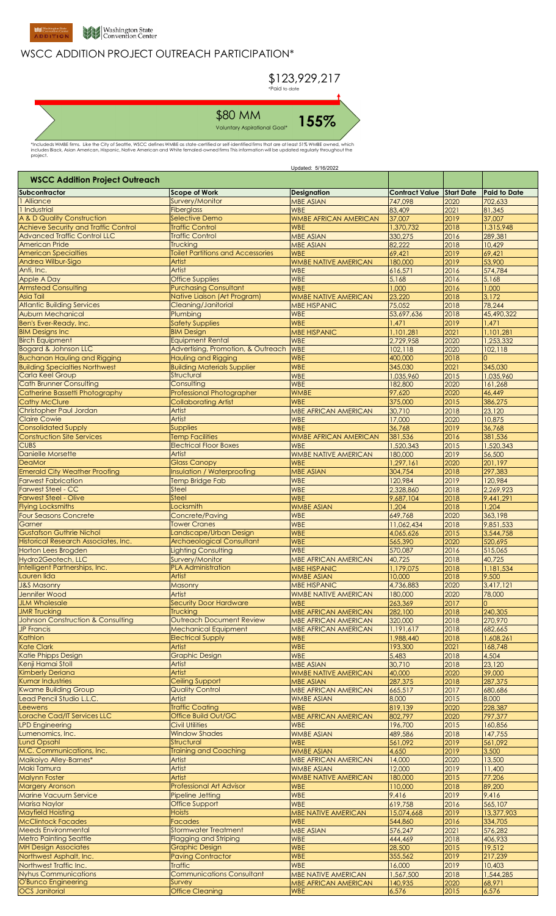# WSCC ADDITION PROJECT OUTREACH PARTICIPATION*

$123,929,217
*Paid to date

$80 MM
Voluntary Aspirational Goal*

**155%**

*Includeds WMBE firms. Like the City of Seattle, WSCC defines WMBE as state-certified or self-identified firms that are at least 51% WMBE owned, which includes Black, Asian American, Hispanic, Native American and White femaled-owned firms This information will be updated regularly throughout the project.

Updated: 5/16/2022

## WSCC Addition Project Outreach

| Subcontractor | Scope of Work | Designation | Contract Value | Start Date | Paid to Date |
|---|---|---|---|---|---|
| 1 Alliance | Survery/Monitor | MBE ASIAN | 747,098 | 2020 | 702,633 |
| 1 Industrial | Fiberglass | WBE | 83,409 | 2021 | 81,345 |
| A & D Quality Construction | Selective Demo | WMBE AFRICAN AMERICAN | 37,007 | 2019 | 37,007 |
| Achieve Security and Traffic Control | Traffic Control | WBE | 1,370,732 | 2018 | 1,315,948 |
| Advanced Traffic Control LLC | Traffic Control | MBE ASIAN | 330,275 | 2016 | 289,381 |
| American Pride | Trucking | MBE ASIAN | 82,222 | 2018 | 10,429 |
| American Specialties | Toilet Partitions and Accessories | WBE | 69,421 | 2019 | 69,421 |
| Andrea Wilbur-Sigo | Artist | WMBE NATIVE AMERICAN | 180,000 | 2019 | 53,900 |
| Anti, Inc. | Artist | WBE | 616,571 | 2016 | 574,784 |
| Apple A Day | Office Supplies | WBE | 5,168 | 2016 | 5,168 |
| Armstead Consulting | Purchasing Consultant | WBE | 1,000 | 2016 | 1,000 |
| Asia Tail | Native Liaison (Art Program) | WMBE NATIVE AMERICAN | 23,220 | 2018 | 3,172 |
| Atlantic Building Services | Cleaning/Janitorial | MBE HISPANIC | 75,052 | 2018 | 78,244 |
| Auburn Mechanical | Plumbing | WBE | 53,697,636 | 2018 | 45,490,322 |
| Ben's Ever-Ready, Inc. | Safety Supplies | WBE | 1,471 | 2019 | 1,471 |
| BIM Designs Inc | BIM Design | MBE HISPANIC | 1,101,281 | 2021 | 1,101,281 |
| Birch Equipment | Equipment Rental | WBE | 2,729,958 | 2020 | 1,253,332 |
| Bogard & Johnson LLC | Advertising, Promotion, & Outreach | WBE | 102,118 | 2020 | 102,118 |
| Buchanan Hauling and Rigging | Hauling and Rigging | WBE | 400,000 | 2018 | 0 |
| Building Specialties Northwest | Building Materials Supplier | WBE | 345,030 | 2021 | 345,030 |
| Carla Keel Group | Structural | WBE | 1,035,960 | 2015 | 1,035,960 |
| Cath Brunner Consulting | Consulting | WBE | 182,800 | 2020 | 161,268 |
| Catherine Bassetti Photography | Professional Photographer | WMBE | 97,620 | 2020 | 46,449 |
| Cathy McClure | Collaborating Artist | WBE | 375,000 | 2015 | 386,275 |
| Christopher Paul Jordan | Artist | MBE AFRICAN AMERICAN | 30,710 | 2018 | 23,120 |
| Claire Cowie | Artist | WBE | 17,000 | 2020 | 10,875 |
| Consolidated Supply | Supplies | WBE | 36,768 | 2019 | 36,768 |
| Construction Site Services | Temp Facilities | WMBE AFRICAN AMERICAN | 381,536 | 2016 | 381,536 |
| CUBS | Electrical Floor Boxes | WBE | 1,520,343 | 2015 | 1,520,343 |
| Danielle Morsette | Artist | WMBE NATIVE AMERICAN | 180,000 | 2019 | 56,500 |
| DeaMor | Glass Canopy | WBE | 1,297,161 | 2020 | 201,197 |
| Emerald City Weather Proofing | Insulation / Waterproofing | MBE ASIAN | 304,754 | 2018 | 297,383 |
| Farwest Fabrication | Temp Bridge Fab | WBE | 120,984 | 2019 | 120,984 |
| Farwest Steel - CC | Steel | WBE | 2,328,860 | 2018 | 2,269,923 |
| Farwest Steel - Olive | Steel | WBE | 9,687,104 | 2018 | 9,441,291 |
| Flying Locksmiths | Locksmith | WMBE ASIAN | 1,204 | 2018 | 1,204 |
| Four Seasons Concrete | Concrete/Paving | WBE | 649,768 | 2020 | 363,198 |
| Garner | Tower Cranes | WBE | 11,062,434 | 2018 | 9,851,533 |
| Gustafson Guthrie Nichol | Landscape/Urban Design | WBE | 4,065,626 | 2015 | 3,544,758 |
| Historical Research Associates, Inc. | Archaeological Consultant | WBE | 565,390 | 2020 | 520,695 |
| Horton Lees Brogden | Lighting Consulting | WBE | 570,087 | 2016 | 515,065 |
| Hydro2Geotech, LLC | Survery/Monitor | MBE AFRICAN AMERICAN | 40,725 | 2018 | 40,725 |
| Intelligent Partnerships, Inc. | PLA Administration | MBE HISPANIC | 1,179,075 | 2018 | 1,181,534 |
| Lauren Iida | Artist | WMBE ASIAN | 10,000 | 2018 | 9,500 |
| J&S Masonry | Masonry | MBE HISPANIC | 4,736,883 | 2020 | 3,417,121 |
| Jennifer Wood | Artist | WMBE NATIVE AMERICAN | 180,000 | 2020 | 78,000 |
| JLM Wholesale | Security Door Hardware | WBE | 263,369 | 2017 | 0 |
| JMR Trucking | Trucking | MBE AFRICAN AMERICAN | 282,100 | 2018 | 240,305 |
| Johnson Construction & Consulting | Outreach Document Review | MBE AFRICAN AMERICAN | 320,000 | 2018 | 270,970 |
| JP Francis | Mechanical Equipment | MBE AFRICAN AMERICAN | 1,191,617 | 2018 | 682,665 |
| Kathlon | Electrical Supply | WBE | 1,988,440 | 2018 | 1,608,261 |
| Kate Clark | Artist | WBE | 193,300 | 2021 | 168,748 |
| Katie Phipps Design | Graphic Design | WBE | 5,483 | 2018 | 4,504 |
| Kenji Hamai Stoll | Artist | MBE ASIAN | 30,710 | 2018 | 23,120 |
| Kimberly Deriana | Artist | WMBE NATIVE AMERICAN | 40,000 | 2020 | 39,000 |
| Kumar Industries | Ceiling Support | MBE ASIAN | 287,375 | 2018 | 287,375 |
| Kwame Building Group | Quality Control | MBE AFRICAN AMERICAN | 665,517 | 2017 | 680,686 |
| Lead Pencil Studio L.L.C. | Artist | WMBE ASIAN | 8,000 | 2015 | 8,000 |
| Leewens | Traffic Coating | WBE | 819,139 | 2020 | 228,387 |
| Lorache Cad/IT Services LLC | Office Build Out/GC | MBE AFRICAN AMERICAN | 802,797 | 2020 | 797,377 |
| LPD Engineering | Civil Utilities | WBE | 196,700 | 2015 | 160,856 |
| Lumenomics, Inc. | Window Shades | WMBE ASIAN | 489,586 | 2018 | 147,755 |
| Lund Opsahl | Structural | WBE | 561,092 | 2019 | 561,092 |
| M.C. Communications, Inc. | Training and Coaching | WMBE ASIAN | 4,650 | 2019 | 3,500 |
| Maikoiyo Alley-Barnes* | Artist | MBE AFRICAN AMERICAN | 14,000 | 2020 | 13,500 |
| Maki Tamura | Artist | WMBE ASIAN | 12,000 | 2019 | 11,400 |
| Malynn Foster | Artist | WMBE NATIVE AMERICAN | 180,000 | 2015 | 77,206 |
| Margery Aronson | Professional Art Advisor | WBE | 110,000 | 2018 | 89,200 |
| Marine Vacuum Service | Pipeline Jetting | WBE | 9,416 | 2019 | 9,416 |
| Marisa Naylor | Office Support | WBE | 619,758 | 2016 | 565,107 |
| Mayfield Hoisting | Hoists | MBE NATIVE AMERICAN | 15,074,668 | 2019 | 13,377,903 |
| McClintock Facades | Facades | WBE | 544,860 | 2016 | 334,705 |
| Meeds Environmental | Stormwater Treatment | MBE ASIAN | 576,247 | 2021 | 576,282 |
| Metro Painting Seattle | Flagging and Striping | WBE | 444,469 | 2018 | 406,933 |
| MH Design Associates | Graphic Design | WBE | 28,500 | 2015 | 19,512 |
| Northwest Asphalt, Inc. | Paving Contractor | WBE | 355,562 | 2019 | 217,239 |
| Northwest Traffic Inc. | Traffic | WBE | 16,000 | 2019 | 10,403 |
| Nyhus Communications | Communications Consultant | MBE NATIVE AMERICAN | 1,567,500 | 2018 | 1,544,285 |
| O'Bunco Engineering | Survey | MBE AFRICAN AMERICAN | 140,935 | 2020 | 68,971 |
| OCS Janitorial | Office Cleaning | WBE | 6,576 | 2015 | 6,576 |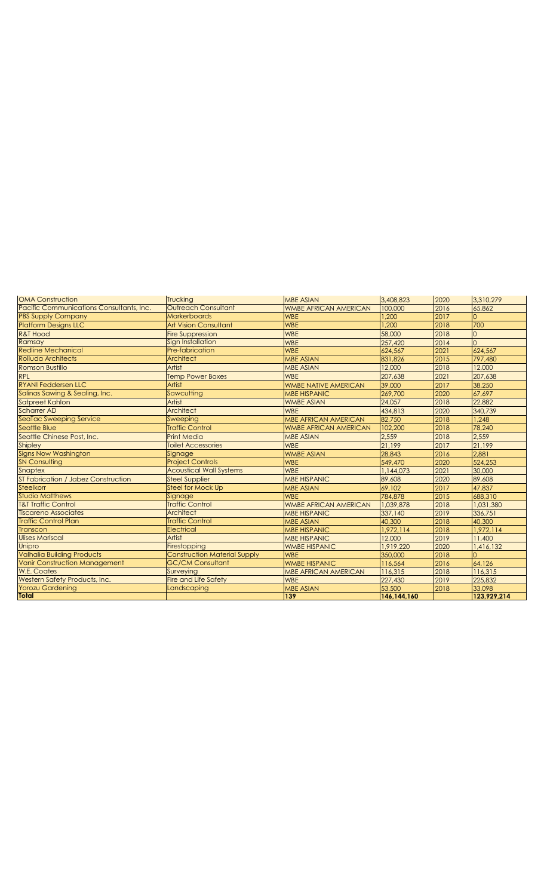| | | | | | |
|---|---|---|---|---|---|
| OMA Construction | Trucking | MBE ASIAN | 3,408,823 | 2020 | 3,310,279 |
| Pacific Communications Consultants, Inc. | Outreach Consultant | WMBE AFRICAN AMERICAN | 100,000 | 2016 | 65,862 |
| PBS Supply Company | Markerboards | WBE | 1,200 | 2017 | 0 |
| Platform Designs LLC | Art Vision Consultant | WBE | 1,200 | 2018 | 700 |
| R&T Hood | Fire Suppression | WBE | 58,000 | 2018 | 0 |
| Ramsay | Sign Installation | WBE | 257,420 | 2014 | 0 |
| Redline Mechanical | Pre-fabrication | WBE | 624,567 | 2021 | 624,567 |
| Rolluda Architects | Architect | MBE ASIAN | 831,826 | 2015 | 797,480 |
| Romson Bustillo | Artist | MBE ASIAN | 12,000 | 2018 | 12,000 |
| RPL | Temp Power Boxes | WBE | 207,638 | 2021 | 207,638 |
| RYAN! Feddersen LLC | Artist | WMBE NATIVE AMERICAN | 39,000 | 2017 | 38,250 |
| Salinas Sawing & Sealing, Inc. | Sawcutting | MBE HISPANIC | 269,700 | 2020 | 67,697 |
| Satpreet Kahlon | Artist | WMBE ASIAN | 24,057 | 2018 | 22,882 |
| Scharrer AD | Architect | WBE | 434,813 | 2020 | 340,739 |
| SeaTac Sweeping Service | Sweeping | MBE AFRICAN AMERICAN | 82,750 | 2018 | 1,248 |
| Seattle Blue | Traffic Control | WMBE AFRICAN AMERICAN | 102,200 | 2018 | 78,240 |
| Seattle Chinese Post, Inc. | Print Media | MBE ASIAN | 2,559 | 2018 | 2,559 |
| Shipley | Toilet Accessories | WBE | 21,199 | 2017 | 21,199 |
| Signs Now Washington | Signage | WMBE ASIAN | 28,843 | 2016 | 2,881 |
| SN Consulting | Project Controls | WBE | 549,470 | 2020 | 524,253 |
| Snaptex | Acoustical Wall Systems | WBE | 1,144,073 | 2021 | 30,000 |
| ST Fabrication / Jabez Construction | Steel Supplier | MBE HISPANIC | 89,608 | 2020 | 89,608 |
| Steelkorr | Steel for Mock Up | MBE ASIAN | 69,102 | 2017 | 47,837 |
| Studio Matthews | Signage | WBE | 784,878 | 2015 | 688,310 |
| T&T Traffic Control | Traffic Control | WMBE AFRICAN AMERICAN | 1,039,878 | 2018 | 1,031,380 |
| Tiscareno Associates | Architect | MBE HISPANIC | 337,140 | 2019 | 336,751 |
| Traffic Control Plan | Traffic Control | MBE ASIAN | 40,300 | 2018 | 40,300 |
| Transcon | Electrical | MBE HISPANIC | 1,972,114 | 2018 | 1,972,114 |
| Ulises Mariscal | Artist | MBE HISPANIC | 12,000 | 2019 | 11,400 |
| Unipro | Firestopping | WMBE HISPANIC | 1,919,220 | 2020 | 1,416,132 |
| Valhalla Building Products | Construction Material Supply | WBE | 350,000 | 2018 | 0 |
| Vanir Construction Management | GC/CM Consultant | WMBE HISPANIC | 116,564 | 2016 | 64,126 |
| W.E. Coates | Surveying | MBE AFRICAN AMERICAN | 116,315 | 2018 | 116,315 |
| Western Safety Products, Inc. | Fire and Life Safety | WBE | 227,430 | 2019 | 225,832 |
| Yorozu Gardening | Landscaping | MBE ASIAN | 53,500 | 2018 | 33,098 |
| **Total** | | **139** | **146,144,160** | | **123,929,214** |